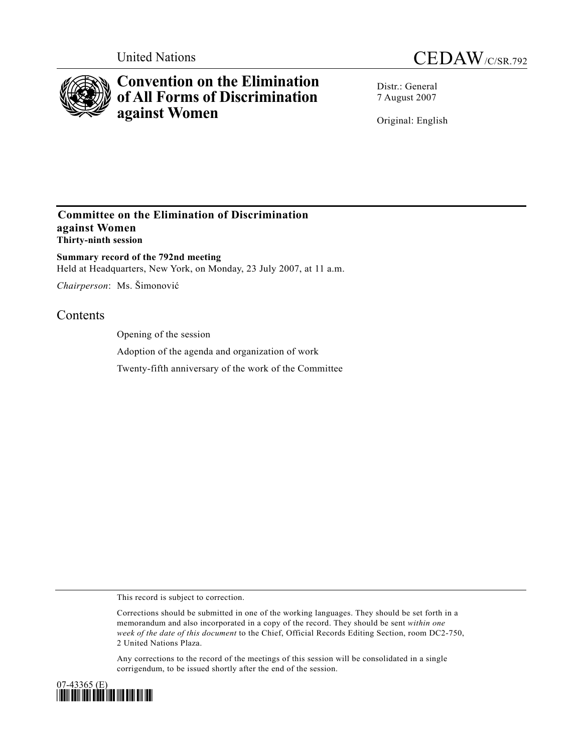United Nations

CEDAW/C/SR.792

# Convention on the Elimination of All Forms of Discrimination against Women

Distr.: General
7 August 2007

Original: English

## Committee on the Elimination of Discrimination against Women
**Thirty-ninth session**

**Summary record of the 792nd meeting**
Held at Headquarters, New York, on Monday, 23 July 2007, at 11 a.m.

*Chairperson*: Ms. Šimonović

## Contents

Opening of the session

Adoption of the agenda and organization of work

Twenty-fifth anniversary of the work of the Committee

This record is subject to correction.

Corrections should be submitted in one of the working languages. They should be set forth in a memorandum and also incorporated in a copy of the record. They should be sent *within one week of the date of this document* to the Chief, Official Records Editing Section, room DC2-750, 2 United Nations Plaza.

Any corrections to the record of the meetings of this session will be consolidated in a single corrigendum, to be issued shortly after the end of the session.

07-43365 (E)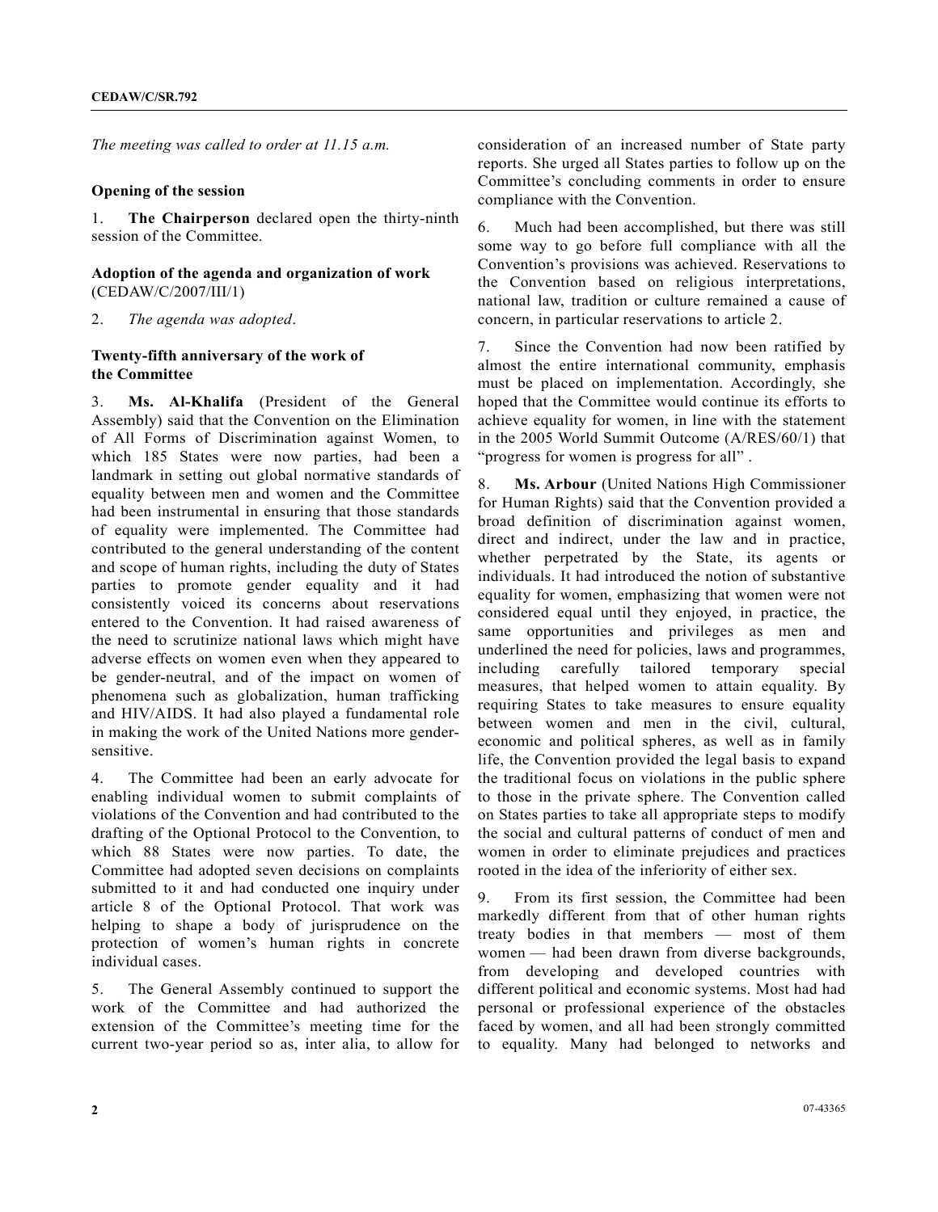*The meeting was called to order at 11.15 a.m.*

**Opening of the session**

1. **The Chairperson** declared open the thirty-ninth session of the Committee.

**Adoption of the agenda and organization of work** (CEDAW/C/2007/III/1)

2. *The agenda was adopted*.

**Twenty-fifth anniversary of the work of the Committee**

3. **Ms. Al-Khalifa** (President of the General Assembly) said that the Convention on the Elimination of All Forms of Discrimination against Women, to which 185 States were now parties, had been a landmark in setting out global normative standards of equality between men and women and the Committee had been instrumental in ensuring that those standards of equality were implemented. The Committee had contributed to the general understanding of the content and scope of human rights, including the duty of States parties to promote gender equality and it had consistently voiced its concerns about reservations entered to the Convention. It had raised awareness of the need to scrutinize national laws which might have adverse effects on women even when they appeared to be gender-neutral, and of the impact on women of phenomena such as globalization, human trafficking and HIV/AIDS. It had also played a fundamental role in making the work of the United Nations more gender-sensitive.

4. The Committee had been an early advocate for enabling individual women to submit complaints of violations of the Convention and had contributed to the drafting of the Optional Protocol to the Convention, to which 88 States were now parties. To date, the Committee had adopted seven decisions on complaints submitted to it and had conducted one inquiry under article 8 of the Optional Protocol. That work was helping to shape a body of jurisprudence on the protection of women's human rights in concrete individual cases.

5. The General Assembly continued to support the work of the Committee and had authorized the extension of the Committee's meeting time for the current two-year period so as, inter alia, to allow for consideration of an increased number of State party reports. She urged all States parties to follow up on the Committee's concluding comments in order to ensure compliance with the Convention.

6. Much had been accomplished, but there was still some way to go before full compliance with all the Convention's provisions was achieved. Reservations to the Convention based on religious interpretations, national law, tradition or culture remained a cause of concern, in particular reservations to article 2.

7. Since the Convention had now been ratified by almost the entire international community, emphasis must be placed on implementation. Accordingly, she hoped that the Committee would continue its efforts to achieve equality for women, in line with the statement in the 2005 World Summit Outcome (A/RES/60/1) that "progress for women is progress for all" .

8. **Ms. Arbour** (United Nations High Commissioner for Human Rights) said that the Convention provided a broad definition of discrimination against women, direct and indirect, under the law and in practice, whether perpetrated by the State, its agents or individuals. It had introduced the notion of substantive equality for women, emphasizing that women were not considered equal until they enjoyed, in practice, the same opportunities and privileges as men and underlined the need for policies, laws and programmes, including carefully tailored temporary special measures, that helped women to attain equality. By requiring States to take measures to ensure equality between women and men in the civil, cultural, economic and political spheres, as well as in family life, the Convention provided the legal basis to expand the traditional focus on violations in the public sphere to those in the private sphere. The Convention called on States parties to take all appropriate steps to modify the social and cultural patterns of conduct of men and women in order to eliminate prejudices and practices rooted in the idea of the inferiority of either sex.

9. From its first session, the Committee had been markedly different from that of other human rights treaty bodies in that members — most of them women — had been drawn from diverse backgrounds, from developing and developed countries with different political and economic systems. Most had had personal or professional experience of the obstacles faced by women, and all had been strongly committed to equality. Many had belonged to networks and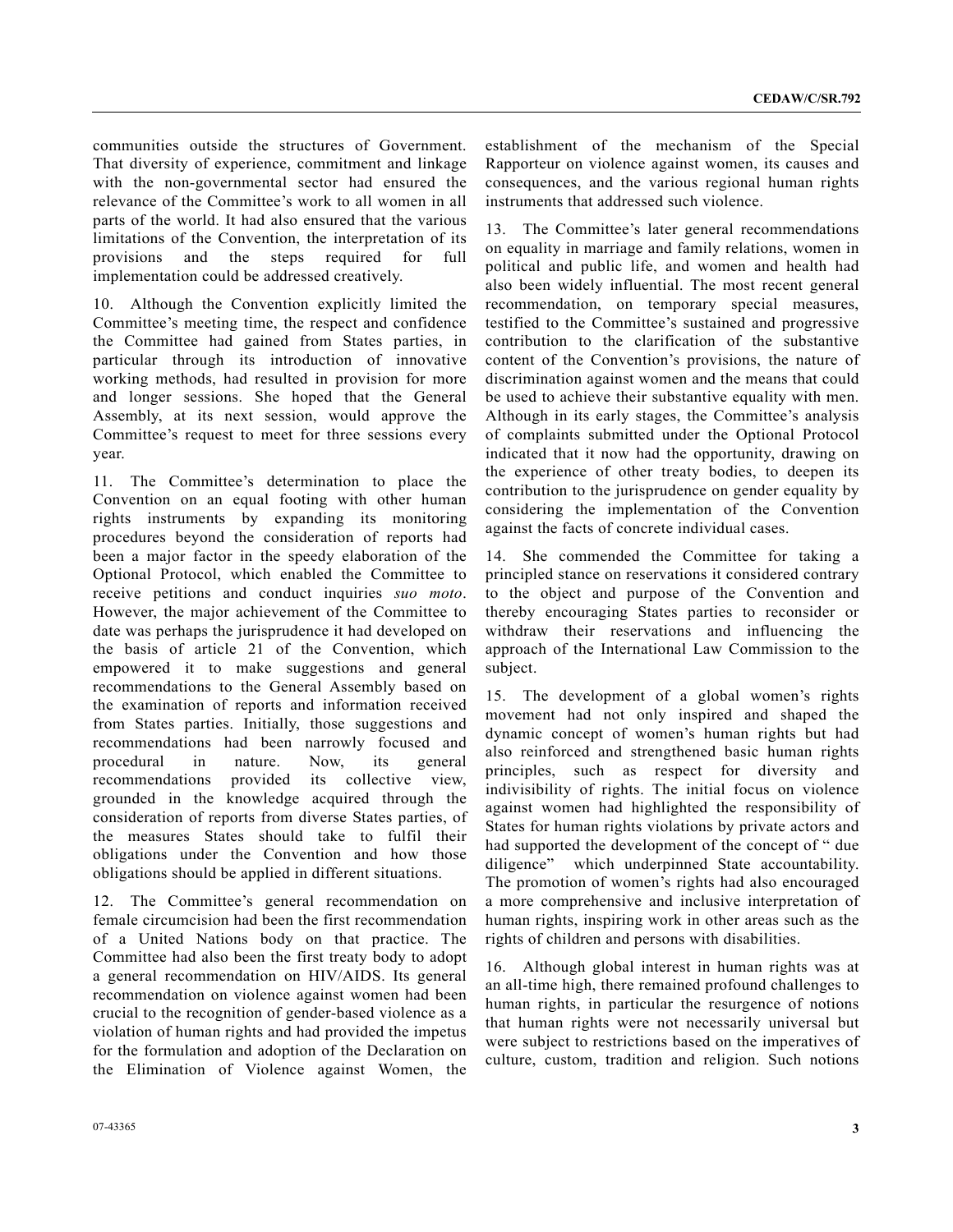communities outside the structures of Government. That diversity of experience, commitment and linkage with the non-governmental sector had ensured the relevance of the Committee's work to all women in all parts of the world. It had also ensured that the various limitations of the Convention, the interpretation of its provisions and the steps required for full implementation could be addressed creatively.

10. Although the Convention explicitly limited the Committee's meeting time, the respect and confidence the Committee had gained from States parties, in particular through its introduction of innovative working methods, had resulted in provision for more and longer sessions. She hoped that the General Assembly, at its next session, would approve the Committee's request to meet for three sessions every year.

11. The Committee's determination to place the Convention on an equal footing with other human rights instruments by expanding its monitoring procedures beyond the consideration of reports had been a major factor in the speedy elaboration of the Optional Protocol, which enabled the Committee to receive petitions and conduct inquiries *suo moto*. However, the major achievement of the Committee to date was perhaps the jurisprudence it had developed on the basis of article 21 of the Convention, which empowered it to make suggestions and general recommendations to the General Assembly based on the examination of reports and information received from States parties. Initially, those suggestions and recommendations had been narrowly focused and procedural in nature. Now, its general recommendations provided its collective view, grounded in the knowledge acquired through the consideration of reports from diverse States parties, of the measures States should take to fulfil their obligations under the Convention and how those obligations should be applied in different situations.

12. The Committee's general recommendation on female circumcision had been the first recommendation of a United Nations body on that practice. The Committee had also been the first treaty body to adopt a general recommendation on HIV/AIDS. Its general recommendation on violence against women had been crucial to the recognition of gender-based violence as a violation of human rights and had provided the impetus for the formulation and adoption of the Declaration on the Elimination of Violence against Women, the establishment of the mechanism of the Special Rapporteur on violence against women, its causes and consequences, and the various regional human rights instruments that addressed such violence.

13. The Committee's later general recommendations on equality in marriage and family relations, women in political and public life, and women and health had also been widely influential. The most recent general recommendation, on temporary special measures, testified to the Committee's sustained and progressive contribution to the clarification of the substantive content of the Convention's provisions, the nature of discrimination against women and the means that could be used to achieve their substantive equality with men. Although in its early stages, the Committee's analysis of complaints submitted under the Optional Protocol indicated that it now had the opportunity, drawing on the experience of other treaty bodies, to deepen its contribution to the jurisprudence on gender equality by considering the implementation of the Convention against the facts of concrete individual cases.

14. She commended the Committee for taking a principled stance on reservations it considered contrary to the object and purpose of the Convention and thereby encouraging States parties to reconsider or withdraw their reservations and influencing the approach of the International Law Commission to the subject.

15. The development of a global women's rights movement had not only inspired and shaped the dynamic concept of women's human rights but had also reinforced and strengthened basic human rights principles, such as respect for diversity and indivisibility of rights. The initial focus on violence against women had highlighted the responsibility of States for human rights violations by private actors and had supported the development of the concept of "due diligence" which underpinned State accountability. The promotion of women's rights had also encouraged a more comprehensive and inclusive interpretation of human rights, inspiring work in other areas such as the rights of children and persons with disabilities.

16. Although global interest in human rights was at an all-time high, there remained profound challenges to human rights, in particular the resurgence of notions that human rights were not necessarily universal but were subject to restrictions based on the imperatives of culture, custom, tradition and religion. Such notions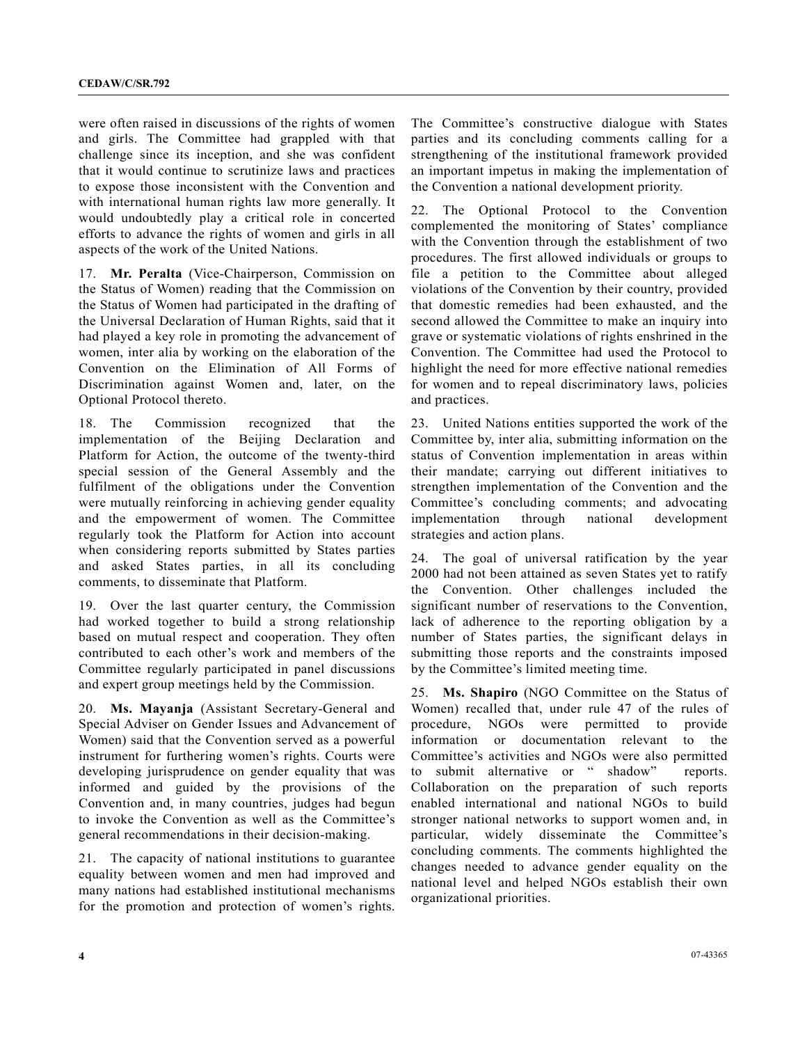were often raised in discussions of the rights of women and girls. The Committee had grappled with that challenge since its inception, and she was confident that it would continue to scrutinize laws and practices to expose those inconsistent with the Convention and with international human rights law more generally. It would undoubtedly play a critical role in concerted efforts to advance the rights of women and girls in all aspects of the work of the United Nations.

17. **Mr. Peralta** (Vice-Chairperson, Commission on the Status of Women) reading that the Commission on the Status of Women had participated in the drafting of the Universal Declaration of Human Rights, said that it had played a key role in promoting the advancement of women, inter alia by working on the elaboration of the Convention on the Elimination of All Forms of Discrimination against Women and, later, on the Optional Protocol thereto.

18. The Commission recognized that the implementation of the Beijing Declaration and Platform for Action, the outcome of the twenty-third special session of the General Assembly and the fulfilment of the obligations under the Convention were mutually reinforcing in achieving gender equality and the empowerment of women. The Committee regularly took the Platform for Action into account when considering reports submitted by States parties and asked States parties, in all its concluding comments, to disseminate that Platform.

19. Over the last quarter century, the Commission had worked together to build a strong relationship based on mutual respect and cooperation. They often contributed to each other's work and members of the Committee regularly participated in panel discussions and expert group meetings held by the Commission.

20. **Ms. Mayanja** (Assistant Secretary-General and Special Adviser on Gender Issues and Advancement of Women) said that the Convention served as a powerful instrument for furthering women's rights. Courts were developing jurisprudence on gender equality that was informed and guided by the provisions of the Convention and, in many countries, judges had begun to invoke the Convention as well as the Committee's general recommendations in their decision-making.

21. The capacity of national institutions to guarantee equality between women and men had improved and many nations had established institutional mechanisms for the promotion and protection of women's rights. The Committee's constructive dialogue with States parties and its concluding comments calling for a strengthening of the institutional framework provided an important impetus in making the implementation of the Convention a national development priority.

22. The Optional Protocol to the Convention complemented the monitoring of States' compliance with the Convention through the establishment of two procedures. The first allowed individuals or groups to file a petition to the Committee about alleged violations of the Convention by their country, provided that domestic remedies had been exhausted, and the second allowed the Committee to make an inquiry into grave or systematic violations of rights enshrined in the Convention. The Committee had used the Protocol to highlight the need for more effective national remedies for women and to repeal discriminatory laws, policies and practices.

23. United Nations entities supported the work of the Committee by, inter alia, submitting information on the status of Convention implementation in areas within their mandate; carrying out different initiatives to strengthen implementation of the Convention and the Committee's concluding comments; and advocating implementation through national development strategies and action plans.

24. The goal of universal ratification by the year 2000 had not been attained as seven States yet to ratify the Convention. Other challenges included the significant number of reservations to the Convention, lack of adherence to the reporting obligation by a number of States parties, the significant delays in submitting those reports and the constraints imposed by the Committee's limited meeting time.

25. **Ms. Shapiro** (NGO Committee on the Status of Women) recalled that, under rule 47 of the rules of procedure, NGOs were permitted to provide information or documentation relevant to the Committee's activities and NGOs were also permitted to submit alternative or "shadow" reports. Collaboration on the preparation of such reports enabled international and national NGOs to build stronger national networks to support women and, in particular, widely disseminate the Committee's concluding comments. The comments highlighted the changes needed to advance gender equality on the national level and helped NGOs establish their own organizational priorities.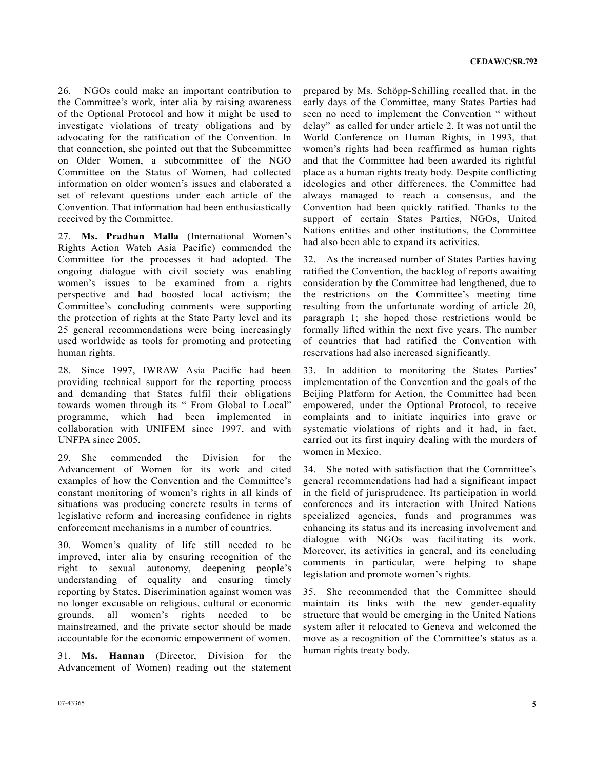26. NGOs could make an important contribution to the Committee's work, inter alia by raising awareness of the Optional Protocol and how it might be used to investigate violations of treaty obligations and by advocating for the ratification of the Convention. In that connection, she pointed out that the Subcommittee on Older Women, a subcommittee of the NGO Committee on the Status of Women, had collected information on older women's issues and elaborated a set of relevant questions under each article of the Convention. That information had been enthusiastically received by the Committee.

27. **Ms. Pradhan Malla** (International Women's Rights Action Watch Asia Pacific) commended the Committee for the processes it had adopted. The ongoing dialogue with civil society was enabling women's issues to be examined from a rights perspective and had boosted local activism; the Committee's concluding comments were supporting the protection of rights at the State Party level and its 25 general recommendations were being increasingly used worldwide as tools for promoting and protecting human rights.

28. Since 1997, IWRAW Asia Pacific had been providing technical support for the reporting process and demanding that States fulfil their obligations towards women through its "From Global to Local" programme, which had been implemented in collaboration with UNIFEM since 1997, and with UNFPA since 2005.

29. She commended the Division for the Advancement of Women for its work and cited examples of how the Convention and the Committee's constant monitoring of women's rights in all kinds of situations was producing concrete results in terms of legislative reform and increasing confidence in rights enforcement mechanisms in a number of countries.

30. Women's quality of life still needed to be improved, inter alia by ensuring recognition of the right to sexual autonomy, deepening people's understanding of equality and ensuring timely reporting by States. Discrimination against women was no longer excusable on religious, cultural or economic grounds, all women's rights needed to be mainstreamed, and the private sector should be made accountable for the economic empowerment of women.

31. **Ms. Hannan** (Director, Division for the Advancement of Women) reading out the statement prepared by Ms. Schöpp-Schilling recalled that, in the early days of the Committee, many States Parties had seen no need to implement the Convention "without delay" as called for under article 2. It was not until the World Conference on Human Rights, in 1993, that women's rights had been reaffirmed as human rights and that the Committee had been awarded its rightful place as a human rights treaty body. Despite conflicting ideologies and other differences, the Committee had always managed to reach a consensus, and the Convention had been quickly ratified. Thanks to the support of certain States Parties, NGOs, United Nations entities and other institutions, the Committee had also been able to expand its activities.

32. As the increased number of States Parties having ratified the Convention, the backlog of reports awaiting consideration by the Committee had lengthened, due to the restrictions on the Committee's meeting time resulting from the unfortunate wording of article 20, paragraph 1; she hoped those restrictions would be formally lifted within the next five years. The number of countries that had ratified the Convention with reservations had also increased significantly.

33. In addition to monitoring the States Parties' implementation of the Convention and the goals of the Beijing Platform for Action, the Committee had been empowered, under the Optional Protocol, to receive complaints and to initiate inquiries into grave or systematic violations of rights and it had, in fact, carried out its first inquiry dealing with the murders of women in Mexico.

34. She noted with satisfaction that the Committee's general recommendations had had a significant impact in the field of jurisprudence. Its participation in world conferences and its interaction with United Nations specialized agencies, funds and programmes was enhancing its status and its increasing involvement and dialogue with NGOs was facilitating its work. Moreover, its activities in general, and its concluding comments in particular, were helping to shape legislation and promote women's rights.

35. She recommended that the Committee should maintain its links with the new gender-equality structure that would be emerging in the United Nations system after it relocated to Geneva and welcomed the move as a recognition of the Committee's status as a human rights treaty body.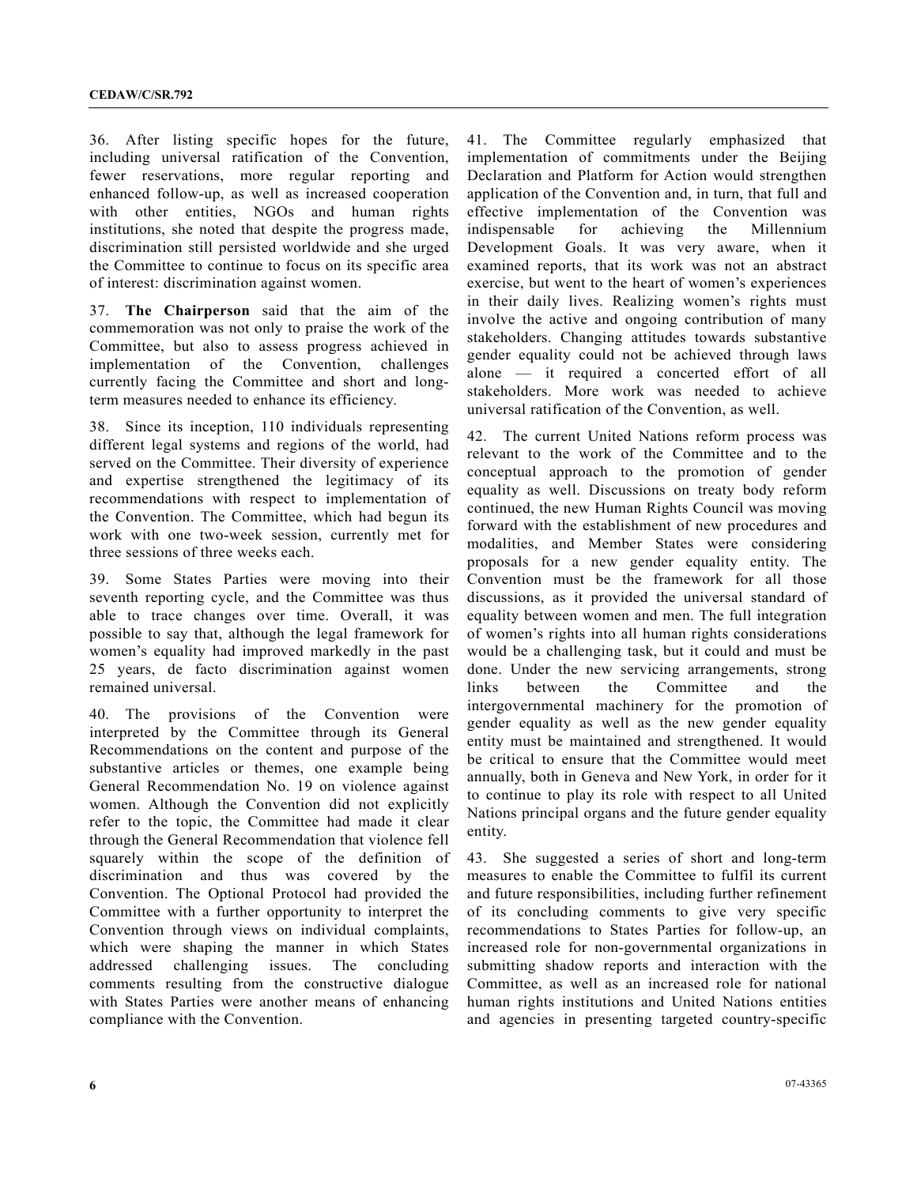36. After listing specific hopes for the future, including universal ratification of the Convention, fewer reservations, more regular reporting and enhanced follow-up, as well as increased cooperation with other entities, NGOs and human rights institutions, she noted that despite the progress made, discrimination still persisted worldwide and she urged the Committee to continue to focus on its specific area of interest: discrimination against women.

37. **The Chairperson** said that the aim of the commemoration was not only to praise the work of the Committee, but also to assess progress achieved in implementation of the Convention, challenges currently facing the Committee and short and long-term measures needed to enhance its efficiency.

38. Since its inception, 110 individuals representing different legal systems and regions of the world, had served on the Committee. Their diversity of experience and expertise strengthened the legitimacy of its recommendations with respect to implementation of the Convention. The Committee, which had begun its work with one two-week session, currently met for three sessions of three weeks each.

39. Some States Parties were moving into their seventh reporting cycle, and the Committee was thus able to trace changes over time. Overall, it was possible to say that, although the legal framework for women's equality had improved markedly in the past 25 years, de facto discrimination against women remained universal.

40. The provisions of the Convention were interpreted by the Committee through its General Recommendations on the content and purpose of the substantive articles or themes, one example being General Recommendation No. 19 on violence against women. Although the Convention did not explicitly refer to the topic, the Committee had made it clear through the General Recommendation that violence fell squarely within the scope of the definition of discrimination and thus was covered by the Convention. The Optional Protocol had provided the Committee with a further opportunity to interpret the Convention through views on individual complaints, which were shaping the manner in which States addressed challenging issues. The concluding comments resulting from the constructive dialogue with States Parties were another means of enhancing compliance with the Convention.

41. The Committee regularly emphasized that implementation of commitments under the Beijing Declaration and Platform for Action would strengthen application of the Convention and, in turn, that full and effective implementation of the Convention was indispensable for achieving the Millennium Development Goals. It was very aware, when it examined reports, that its work was not an abstract exercise, but went to the heart of women's experiences in their daily lives. Realizing women's rights must involve the active and ongoing contribution of many stakeholders. Changing attitudes towards substantive gender equality could not be achieved through laws alone — it required a concerted effort of all stakeholders. More work was needed to achieve universal ratification of the Convention, as well.

42. The current United Nations reform process was relevant to the work of the Committee and to the conceptual approach to the promotion of gender equality as well. Discussions on treaty body reform continued, the new Human Rights Council was moving forward with the establishment of new procedures and modalities, and Member States were considering proposals for a new gender equality entity. The Convention must be the framework for all those discussions, as it provided the universal standard of equality between women and men. The full integration of women's rights into all human rights considerations would be a challenging task, but it could and must be done. Under the new servicing arrangements, strong links between the Committee and the intergovernmental machinery for the promotion of gender equality as well as the new gender equality entity must be maintained and strengthened. It would be critical to ensure that the Committee would meet annually, both in Geneva and New York, in order for it to continue to play its role with respect to all United Nations principal organs and the future gender equality entity.

43. She suggested a series of short and long-term measures to enable the Committee to fulfil its current and future responsibilities, including further refinement of its concluding comments to give very specific recommendations to States Parties for follow-up, an increased role for non-governmental organizations in submitting shadow reports and interaction with the Committee, as well as an increased role for national human rights institutions and United Nations entities and agencies in presenting targeted country-specific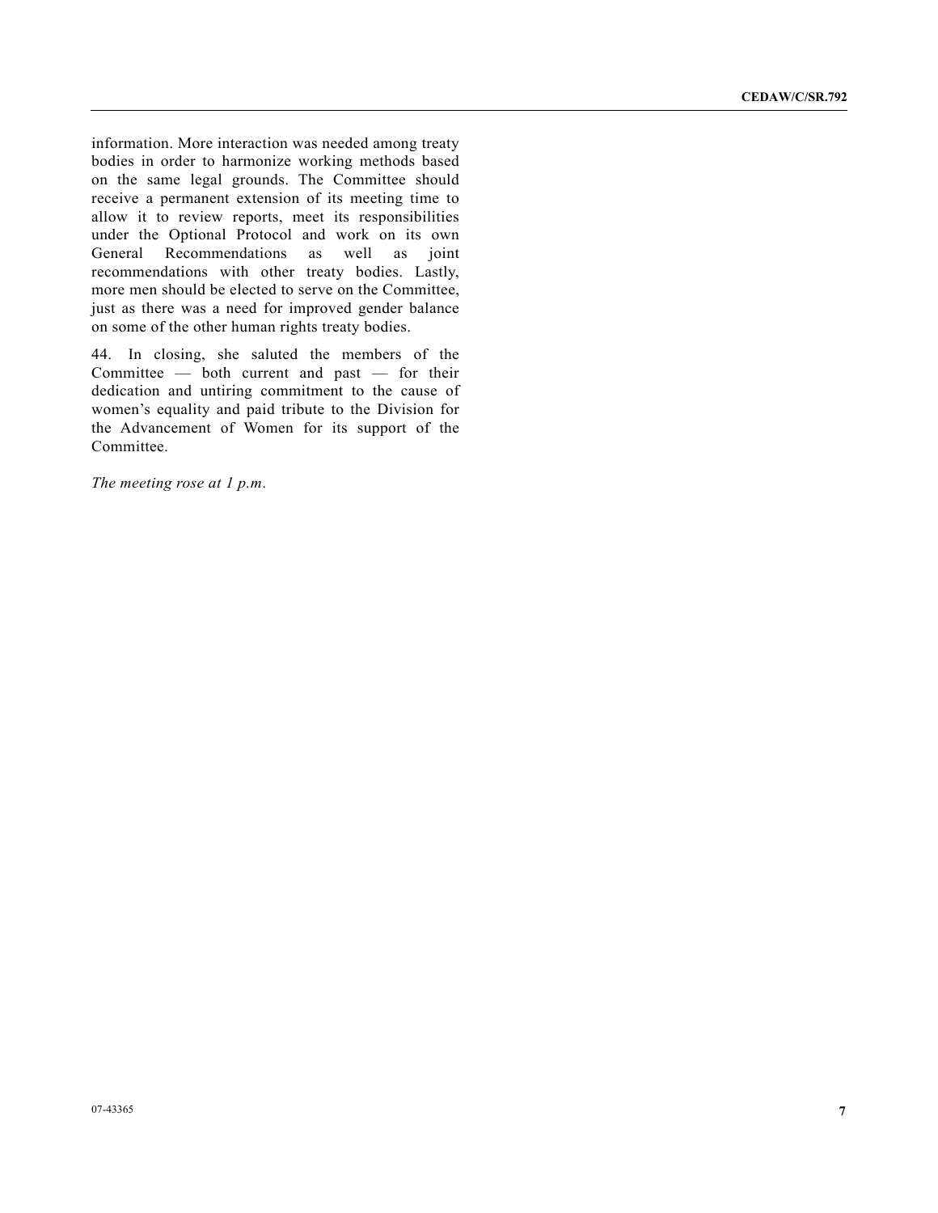information. More interaction was needed among treaty bodies in order to harmonize working methods based on the same legal grounds. The Committee should receive a permanent extension of its meeting time to allow it to review reports, meet its responsibilities under the Optional Protocol and work on its own General Recommendations as well as joint recommendations with other treaty bodies. Lastly, more men should be elected to serve on the Committee, just as there was a need for improved gender balance on some of the other human rights treaty bodies.

44. In closing, she saluted the members of the Committee — both current and past — for their dedication and untiring commitment to the cause of women's equality and paid tribute to the Division for the Advancement of Women for its support of the Committee.

*The meeting rose at 1 p.m.*